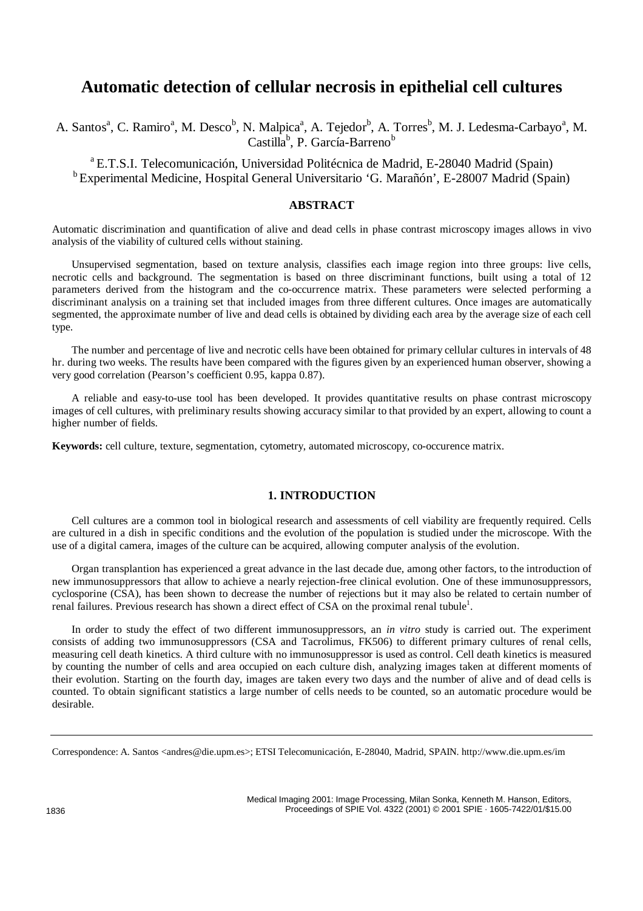# Automatic detection of cellular necrosis in epithelial cell cultures

A. Santos[a], C. Ramiro[a], M. Desco[b], N. Malpica[a], A. Tejedor[b], A. Torres[b], M. J. Ledesma-Carbayo[a], M. Castilla[b], P. García-Barreno[b]

[a] E.T.S.I. Telecomunicación, Universidad Politécnica de Madrid, E-28040 Madrid (Spain)
[b] Experimental Medicine, Hospital General Universitario 'G. Marañón', E-28007 Madrid (Spain)

## ABSTRACT

Automatic discrimination and quantification of alive and dead cells in phase contrast microscopy images allows in vivo analysis of the viability of cultured cells without staining.

Unsupervised segmentation, based on texture analysis, classifies each image region into three groups: live cells, necrotic cells and background. The segmentation is based on three discriminant functions, built using a total of 12 parameters derived from the histogram and the co-occurrence matrix. These parameters were selected performing a discriminant analysis on a training set that included images from three different cultures. Once images are automatically segmented, the approximate number of live and dead cells is obtained by dividing each area by the average size of each cell type.

The number and percentage of live and necrotic cells have been obtained for primary cellular cultures in intervals of 48 hr. during two weeks. The results have been compared with the figures given by an experienced human observer, showing a very good correlation (Pearson's coefficient 0.95, kappa 0.87).

A reliable and easy-to-use tool has been developed. It provides quantitative results on phase contrast microscopy images of cell cultures, with preliminary results showing accuracy similar to that provided by an expert, allowing to count a higher number of fields.

**Keywords:** cell culture, texture, segmentation, cytometry, automated microscopy, co-occurence matrix.

## 1. INTRODUCTION

Cell cultures are a common tool in biological research and assessments of cell viability are frequently required. Cells are cultured in a dish in specific conditions and the evolution of the population is studied under the microscope. With the use of a digital camera, images of the culture can be acquired, allowing computer analysis of the evolution.

Organ transplantion has experienced a great advance in the last decade due, among other factors, to the introduction of new immunosuppressors that allow to achieve a nearly rejection-free clinical evolution. One of these immunosuppressors, cyclosporine (CSA), has been shown to decrease the number of rejections but it may also be related to certain number of renal failures. Previous research has shown a direct effect of CSA on the proximal renal tubule[1].

In order to study the effect of two different immunosuppressors, an *in vitro* study is carried out. The experiment consists of adding two immunosuppressors (CSA and Tacrolimus, FK506) to different primary cultures of renal cells, measuring cell death kinetics. A third culture with no immunosuppressor is used as control. Cell death kinetics is measured by counting the number of cells and area occupied on each culture dish, analyzing images taken at different moments of their evolution. Starting on the fourth day, images are taken every two days and the number of alive and of dead cells is counted. To obtain significant statistics a large number of cells needs to be counted, so an automatic procedure would be desirable.

Correspondence: A. Santos <andres@die.upm.es>; ETSI Telecomunicación, E-28040, Madrid, SPAIN. http://www.die.upm.es/im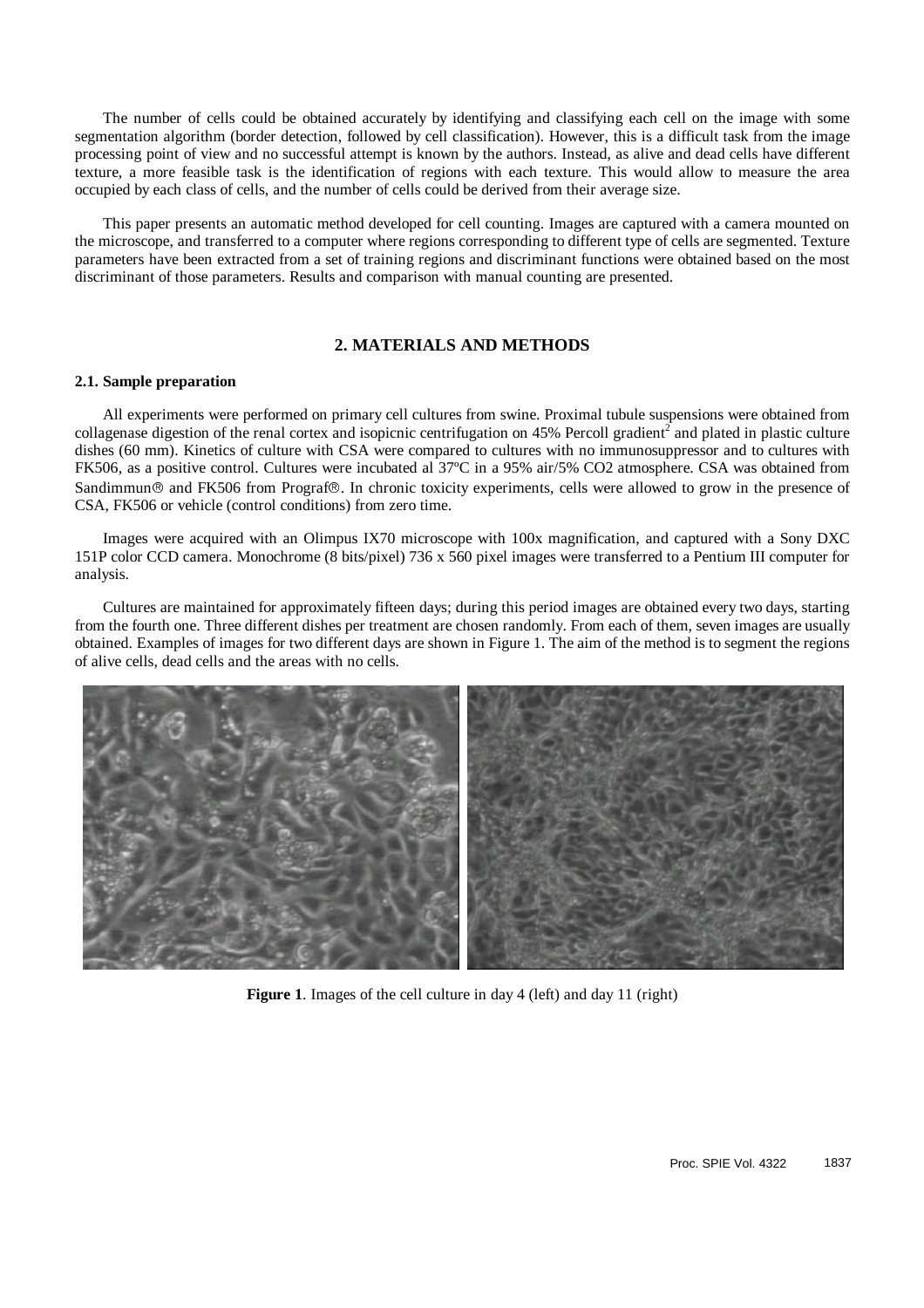The number of cells could be obtained accurately by identifying and classifying each cell on the image with some segmentation algorithm (border detection, followed by cell classification). However, this is a difficult task from the image processing point of view and no successful attempt is known by the authors. Instead, as alive and dead cells have different texture, a more feasible task is the identification of regions with each texture. This would allow to measure the area occupied by each class of cells, and the number of cells could be derived from their average size.

This paper presents an automatic method developed for cell counting. Images are captured with a camera mounted on the microscope, and transferred to a computer where regions corresponding to different type of cells are segmented. Texture parameters have been extracted from a set of training regions and discriminant functions were obtained based on the most discriminant of those parameters. Results and comparison with manual counting are presented.

## 2. MATERIALS AND METHODS

### 2.1. Sample preparation

All experiments were performed on primary cell cultures from swine. Proximal tubule suspensions were obtained from collagenase digestion of the renal cortex and isopicnic centrifugation on 45% Percoll gradient[2] and plated in plastic culture dishes (60 mm). Kinetics of culture with CSA were compared to cultures with no immunosuppressor and to cultures with FK506, as a positive control. Cultures were incubated al 37ºC in a 95% air/5% $CO_2$ atmosphere. CSA was obtained from Sandimmun® and FK506 from Prograf®. In chronic toxicity experiments, cells were allowed to grow in the presence of CSA, FK506 or vehicle (control conditions) from zero time.

Images were acquired with an Olimpus IX70 microscope with 100x magnification, and captured with a Sony DXC 151P color CCD camera. Monochrome (8 bits/pixel) 736 x 560 pixel images were transferred to a Pentium III computer for analysis.

Cultures are maintained for approximately fifteen days; during this period images are obtained every two days, starting from the fourth one. Three different dishes per treatment are chosen randomly. From each of them, seven images are usually obtained. Examples of images for two different days are shown in Figure 1. The aim of the method is to segment the regions of alive cells, dead cells and the areas with no cells.

**Figure 1**. Images of the cell culture in day 4 (left) and day 11 (right)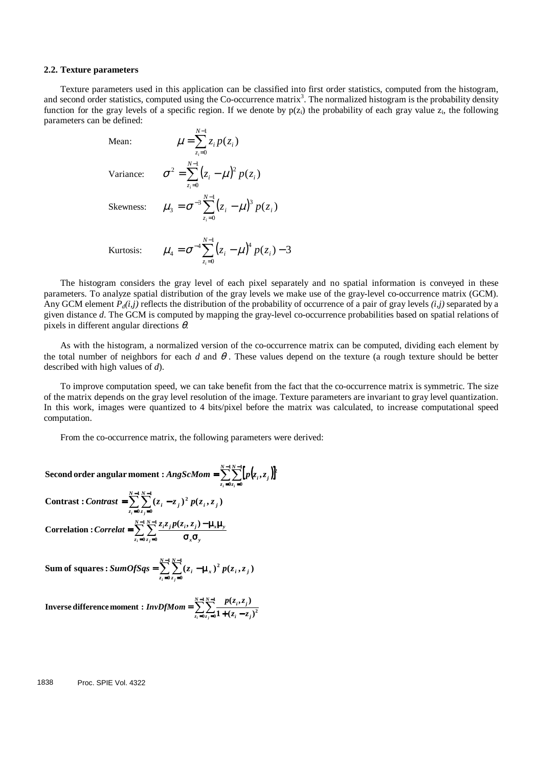### 2.2. Texture parameters

Texture parameters used in this application can be classified into first order statistics, computed from the histogram, and second order statistics, computed using the Co-occurrence matrix[3]. The normalized histogram is the probability density function for the gray levels of a specific region. If we denote by $p(z_i)$ the probability of each gray value $z_i$, the following parameters can be defined:

Mean: $$\mu = \sum_{z_i=0}^{N-1} z_i \, p(z_i)$$

Variance: $$\sigma^2 = \sum_{z_i=0}^{N-1} (z_i - \mu)^2 \, p(z_i)$$

Skewness: $$\mu_3 = \sigma^{-3} \sum_{z_i=0}^{N-1} (z_i - \mu)^3 \, p(z_i)$$

Kurtosis: $$\mu_4 = \sigma^{-4} \sum_{z_i=0}^{N-1} (z_i - \mu)^4 \, p(z_i) - 3$$

The histogram considers the gray level of each pixel separately and no spatial information is conveyed in these parameters. To analyze spatial distribution of the gray levels we make use of the gray-level co-occurrence matrix (GCM). Any GCM element $P_d(i,j)$ reflects the distribution of the probability of occurrence of a pair of gray levels $(i,j)$ separated by a given distance $d$. The GCM is computed by mapping the gray-level co-occurrence probabilities based on spatial relations of pixels in different angular directions $\theta$.

As with the histogram, a normalized version of the co-occurrence matrix can be computed, dividing each element by the total number of neighbors for each $d$ and $\theta$. These values depend on the texture (a rough texture should be better described with high values of $d$).

To improve computation speed, we can take benefit from the fact that the co-occurrence matrix is symmetric. The size of the matrix depends on the gray level resolution of the image. Texture parameters are invariant to gray level quantization. In this work, images were quantized to 4 bits/pixel before the matrix was calculated, to increase computational speed computation.

From the co-occurrence matrix, the following parameters were derived:

**Second order angular moment :** $$AngScMom = \sum_{z_i=0}^{N-1} \sum_{z_j=0}^{N-1} \left[ p(z_i, z_j) \right]^2$$

**Contrast :** $$Contrast = \sum_{z_i=0}^{N-1} \sum_{z_j=0}^{N-1} (z_i - z_j)^2 \, p(z_i, z_j)$$

**Correlation :** $$Correlat = \sum_{z_i=0}^{N-1} \sum_{z_j=0}^{N-1} \frac{z_i z_j \, p(z_i, z_j) - \mu_x \mu_y}{\sigma_x \sigma_y}$$

**Sum of squares :** $$SumOfSqs = \sum_{z_i=0}^{N-1} \sum_{z_j=0}^{N-1} (z_i - \mu_x)^2 \, p(z_i, z_j)$$

**Inverse difference moment :** $$InvDfMom = \sum_{z_i=0}^{N-1} \sum_{z_j=0}^{N-1} \frac{p(z_i, z_j)}{1 + (z_i - z_j)^2}$$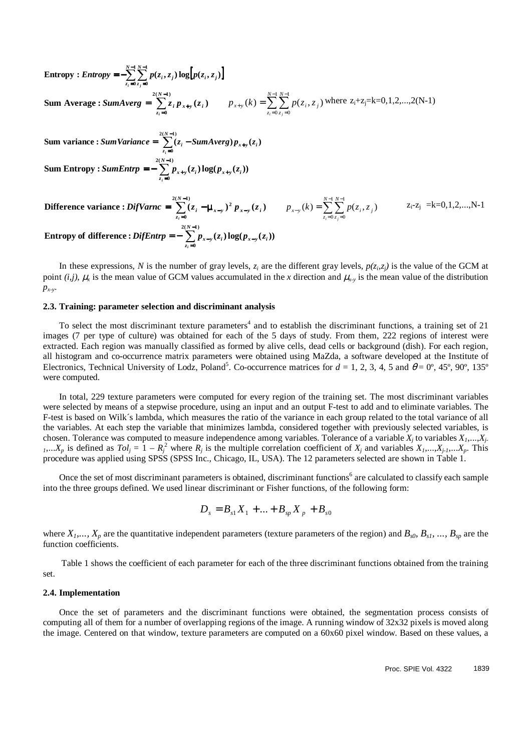**Entropy :** $Entropy = -\sum_{z_i=0}^{N-1}\sum_{z_j=0}^{N-1} p(z_i,z_j)\log\left[p(z_i,z_j)\right]$

**Sum Average :** $SumAverg = \sum_{z_i=0}^{2(N-1)} z_i\, p_{x+y}(z_i)$ $\qquad p_{x+y}(k) = \sum_{z_i=0}^{N-1}\sum_{z_j=0}^{N-1} p(z_i,z_j)$ where $z_i+z_j=k=0,1,2,...,2(N-1)$

**Sum variance :** $SumVariance = \sum_{z_i=0}^{2(N-1)} (z_i - SumAverg)\, p_{x+y}(z_i)$

**Sum Entropy :** $SumEntrp = -\sum_{z_i=0}^{2(N-1)} p_{x+y}(z_i)\log(p_{x+y}(z_i))$

**Difference variance :** $DifVarnc = \sum_{z_i=0}^{2(N-1)} (z_i - \mu_{x-y})^2\, p_{x-y}(z_i)$ $\qquad p_{x-y}(k) = \sum_{z_i=0}^{N-1}\sum_{z_j=0}^{N-1} p(z_i,z_j)$ $\qquad z_i - z_j = k = 0,1,2,...,N-1$

**Entropy of difference :** $DifEntrp = -\sum_{z_i=0}^{2(N-1)} p_{x-y}(z_i)\log(p_{x-y}(z_i))$

In these expressions, $N$ is the number of gray levels, $z_i$ are the different gray levels, $p(z_i,z_j)$ is the value of the GCM at point $(i,j)$, $\mu_x$ is the mean value of GCM values accumulated in the $x$ direction and $\mu_{x-y}$ is the mean value of the distribution $p_{x-y}$.

### 2.3. Training: parameter selection and discriminant analysis

To select the most discriminant texture parameters[4] and to establish the discriminant functions, a training set of 21 images (7 per type of culture) was obtained for each of the 5 days of study. From them, 222 regions of interest were extracted. Each region was manually classified as formed by alive cells, dead cells or background (dish). For each region, all histogram and co-occurrence matrix parameters were obtained using MaZda, a software developed at the Institute of Electronics, Technical University of Lodz, Poland[5]. Co-occurrence matrices for $d$ = 1, 2, 3, 4, 5 and $\theta$ = 0º, 45º, 90º, 135º were computed.

In total, 229 texture parameters were computed for every region of the training set. The most discriminant variables were selected by means of a stepwise procedure, using an input and an output F-test to add and to eliminate variables. The F-test is based on Wilk´s lambda, which measures the ratio of the variance in each group related to the total variance of all the variables. At each step the variable that minimizes lambda, considered together with previously selected variables, is chosen. Tolerance was computed to measure independence among variables. Tolerance of a variable $X_j$ to variables $X_1,...,X_{j-1},...X_p$ is defined as $Tol_j = 1 - R_j^2$ where $R_j$ is the multiple correlation coefficient of $X_j$ and variables $X_1,...,X_{j-1},...X_p$. This procedure was applied using SPSS (SPSS Inc., Chicago, IL, USA). The 12 parameters selected are shown in Table 1.

Once the set of most discriminant parameters is obtained, discriminant functions[6] are calculated to classify each sample into the three groups defined. We used linear discriminant or Fisher functions, of the following form:

$$D_s = B_{s1}X_1 + ... + B_{sp}X_p + B_{s0}$$

where $X_1,..., X_p$ are the quantitative independent parameters (texture parameters of the region) and $B_{s0}, B_{s1}, ..., B_{sp}$ are the function coefficients.

Table 1 shows the coefficient of each parameter for each of the three discriminant functions obtained from the training set.

### 2.4. Implementation

Once the set of parameters and the discriminant functions were obtained, the segmentation process consists of computing all of them for a number of overlapping regions of the image. A running window of 32x32 pixels is moved along the image. Centered on that window, texture parameters are computed on a 60x60 pixel window. Based on these values, a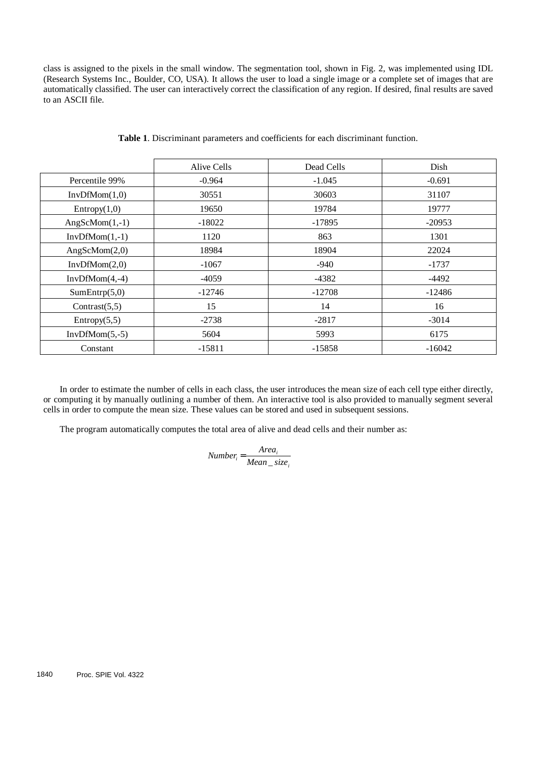class is assigned to the pixels in the small window. The segmentation tool, shown in Fig. 2, was implemented using IDL (Research Systems Inc., Boulder, CO, USA). It allows the user to load a single image or a complete set of images that are automatically classified. The user can interactively correct the classification of any region. If desired, final results are saved to an ASCII file.

**Table 1**. Discriminant parameters and coefficients for each discriminant function.

| | Alive Cells | Dead Cells | Dish |
|---|---|---|---|
| Percentile 99% | -0.964 | -1.045 | -0.691 |
| InvDfMom(1,0) | 30551 | 30603 | 31107 |
| Entropy(1,0) | 19650 | 19784 | 19777 |
| AngScMom(1,-1) | -18022 | -17895 | -20953 |
| InvDfMom(1,-1) | 1120 | 863 | 1301 |
| AngScMom(2,0) | 18984 | 18904 | 22024 |
| InvDfMom(2,0) | -1067 | -940 | -1737 |
| InvDfMom(4,-4) | -4059 | -4382 | -4492 |
| SumEntrp(5,0) | -12746 | -12708 | -12486 |
| Contrast(5,5) | 15 | 14 | 16 |
| Entropy(5,5) | -2738 | -2817 | -3014 |
| InvDfMom(5,-5) | 5604 | 5993 | 6175 |
| Constant | -15811 | -15858 | -16042 |

In order to estimate the number of cells in each class, the user introduces the mean size of each cell type either directly, or computing it by manually outlining a number of them. An interactive tool is also provided to manually segment several cells in order to compute the mean size. These values can be stored and used in subsequent sessions.

The program automatically computes the total area of alive and dead cells and their number as:

$$Number_i = \frac{Area_i}{Mean\_size_i}$$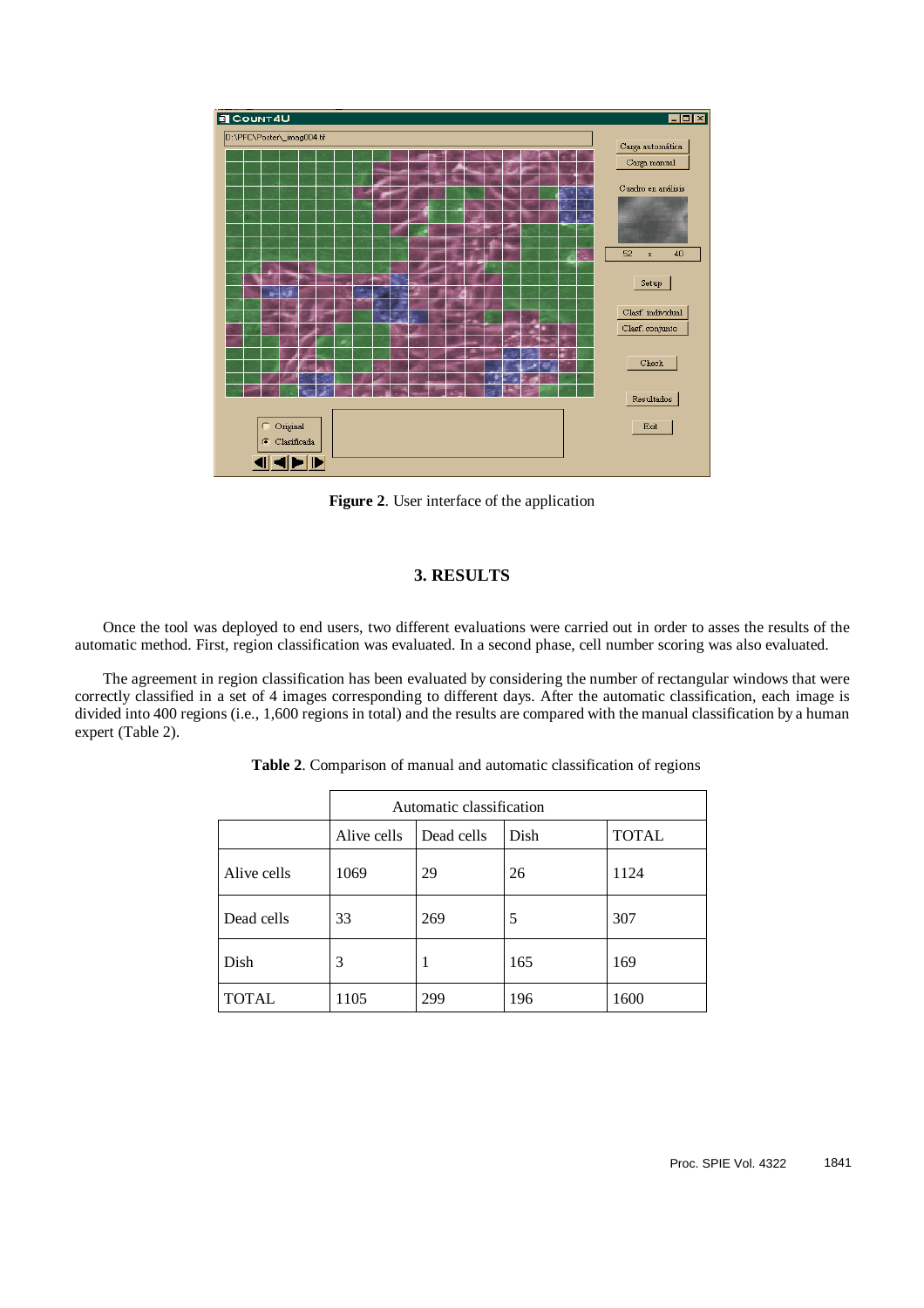**Figure 2**. User interface of the application

## 3. RESULTS

Once the tool was deployed to end users, two different evaluations were carried out in order to asses the results of the automatic method. First, region classification was evaluated. In a second phase, cell number scoring was also evaluated.

The agreement in region classification has been evaluated by considering the number of rectangular windows that were correctly classified in a set of 4 images corresponding to different days. After the automatic classification, each image is divided into 400 regions (i.e., 1,600 regions in total) and the results are compared with the manual classification by a human expert (Table 2).

**Table 2**. Comparison of manual and automatic classification of regions

| | Automatic classification | | | |
|---|---|---|---|---|
| | Alive cells | Dead cells | Dish | TOTAL |
| Alive cells | 1069 | 29 | 26 | 1124 |
| Dead cells | 33 | 269 | 5 | 307 |
| Dish | 3 | 1 | 165 | 169 |
| TOTAL | 1105 | 299 | 196 | 1600 |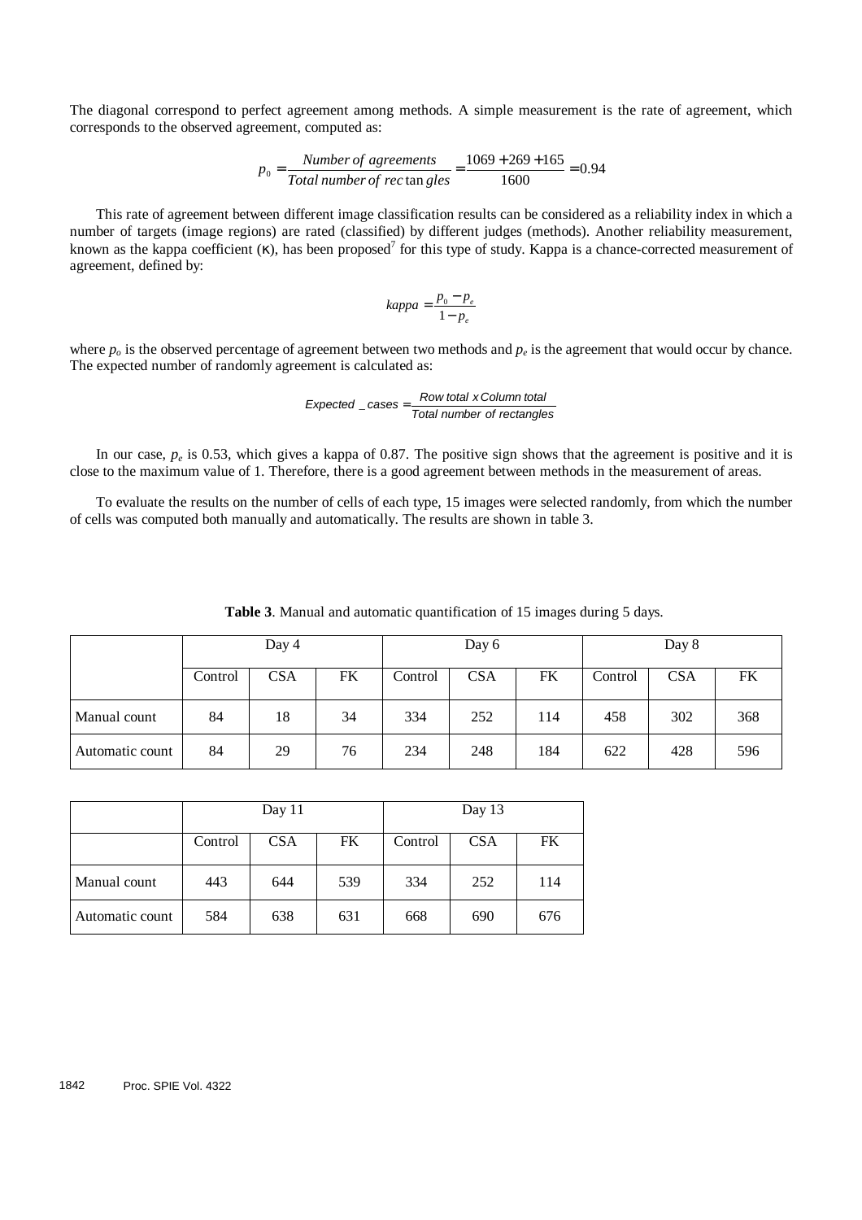The diagonal correspond to perfect agreement among methods. A simple measurement is the rate of agreement, which corresponds to the observed agreement, computed as:

$$p_0 = \frac{Number\ of\ agreements}{Total\ number\ of\ rectangles} = \frac{1069 + 269 + 165}{1600} = 0.94$$

This rate of agreement between different image classification results can be considered as a reliability index in which a number of targets (image regions) are rated (classified) by different judges (methods). Another reliability measurement, known as the kappa coefficient ($\kappa$), has been proposed[7] for this type of study. Kappa is a chance-corrected measurement of agreement, defined by:

$$kappa = \frac{p_0 - p_e}{1 - p_e}$$

where $p_o$ is the observed percentage of agreement between two methods and $p_e$ is the agreement that would occur by chance. The expected number of randomly agreement is calculated as:

$$Expected\_cases = \frac{Row\ total\ x\ Column\ total}{Total\ number\ of\ rectangles}$$

In our case, $p_e$ is 0.53, which gives a kappa of 0.87. The positive sign shows that the agreement is positive and it is close to the maximum value of 1. Therefore, there is a good agreement between methods in the measurement of areas.

To evaluate the results on the number of cells of each type, 15 images were selected randomly, from which the number of cells was computed both manually and automatically. The results are shown in table 3.

**Table 3**. Manual and automatic quantification of 15 images during 5 days.

| | Day 4 | | | Day 6 | | | Day 8 | | |
|---|---|---|---|---|---|---|---|---|---|
| | Control | CSA | FK | Control | CSA | FK | Control | CSA | FK |
| Manual count | 84 | 18 | 34 | 334 | 252 | 114 | 458 | 302 | 368 |
| Automatic count | 84 | 29 | 76 | 234 | 248 | 184 | 622 | 428 | 596 |

| | Day 11 | | | Day 13 | | |
|---|---|---|---|---|---|---|
| | Control | CSA | FK | Control | CSA | FK |
| Manual count | 443 | 644 | 539 | 334 | 252 | 114 |
| Automatic count | 584 | 638 | 631 | 668 | 690 | 676 |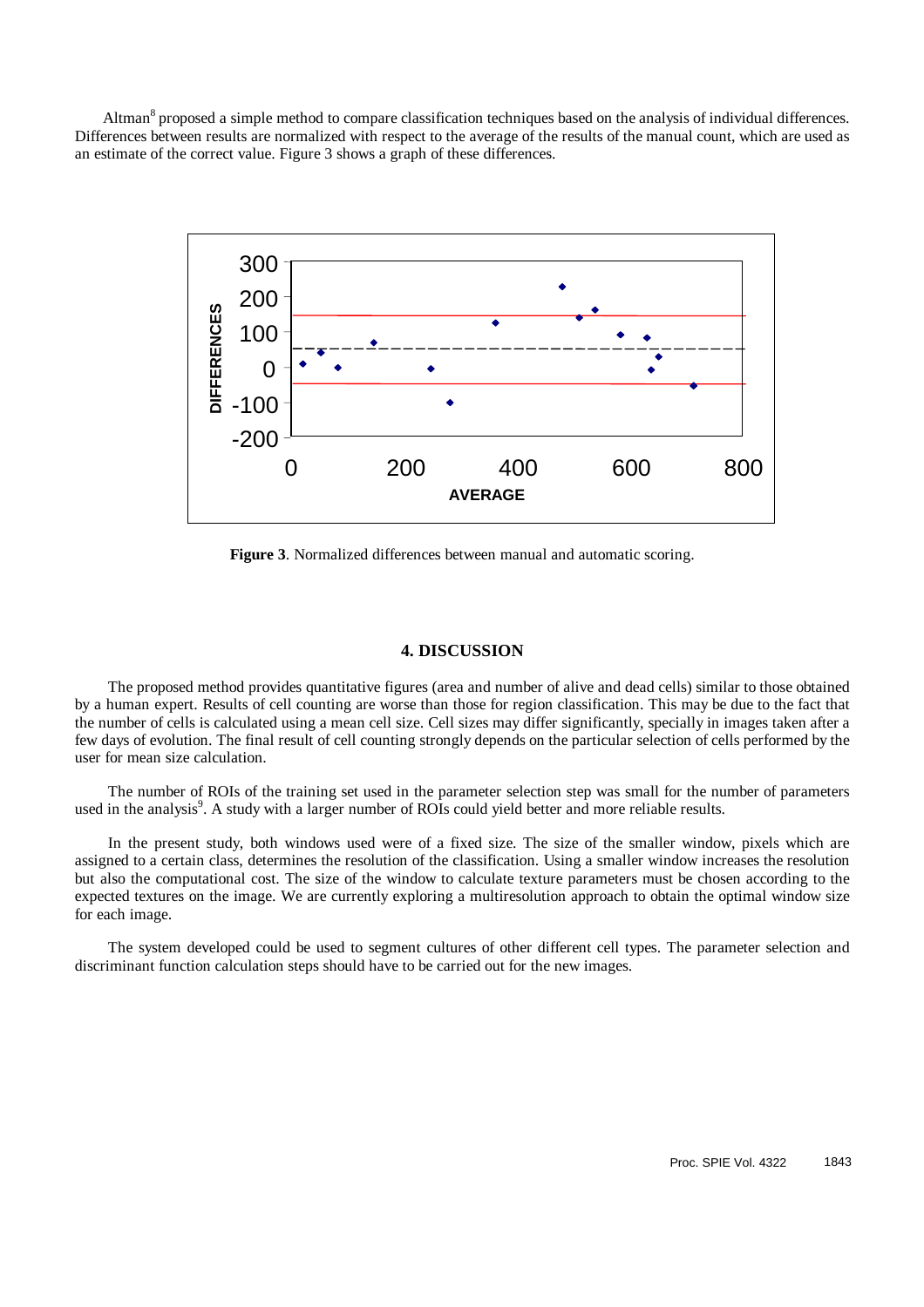Altman[8] proposed a simple method to compare classification techniques based on the analysis of individual differences. Differences between results are normalized with respect to the average of the results of the manual count, which are used as an estimate of the correct value. Figure 3 shows a graph of these differences.

**Figure 3**. Normalized differences between manual and automatic scoring.

## 4. DISCUSSION

The proposed method provides quantitative figures (area and number of alive and dead cells) similar to those obtained by a human expert. Results of cell counting are worse than those for region classification. This may be due to the fact that the number of cells is calculated using a mean cell size. Cell sizes may differ significantly, specially in images taken after a few days of evolution. The final result of cell counting strongly depends on the particular selection of cells performed by the user for mean size calculation.

The number of ROIs of the training set used in the parameter selection step was small for the number of parameters used in the analysis[9]. A study with a larger number of ROIs could yield better and more reliable results.

In the present study, both windows used were of a fixed size. The size of the smaller window, pixels which are assigned to a certain class, determines the resolution of the classification. Using a smaller window increases the resolution but also the computational cost. The size of the window to calculate texture parameters must be chosen according to the expected textures on the image. We are currently exploring a multiresolution approach to obtain the optimal window size for each image.

The system developed could be used to segment cultures of other different cell types. The parameter selection and discriminant function calculation steps should have to be carried out for the new images.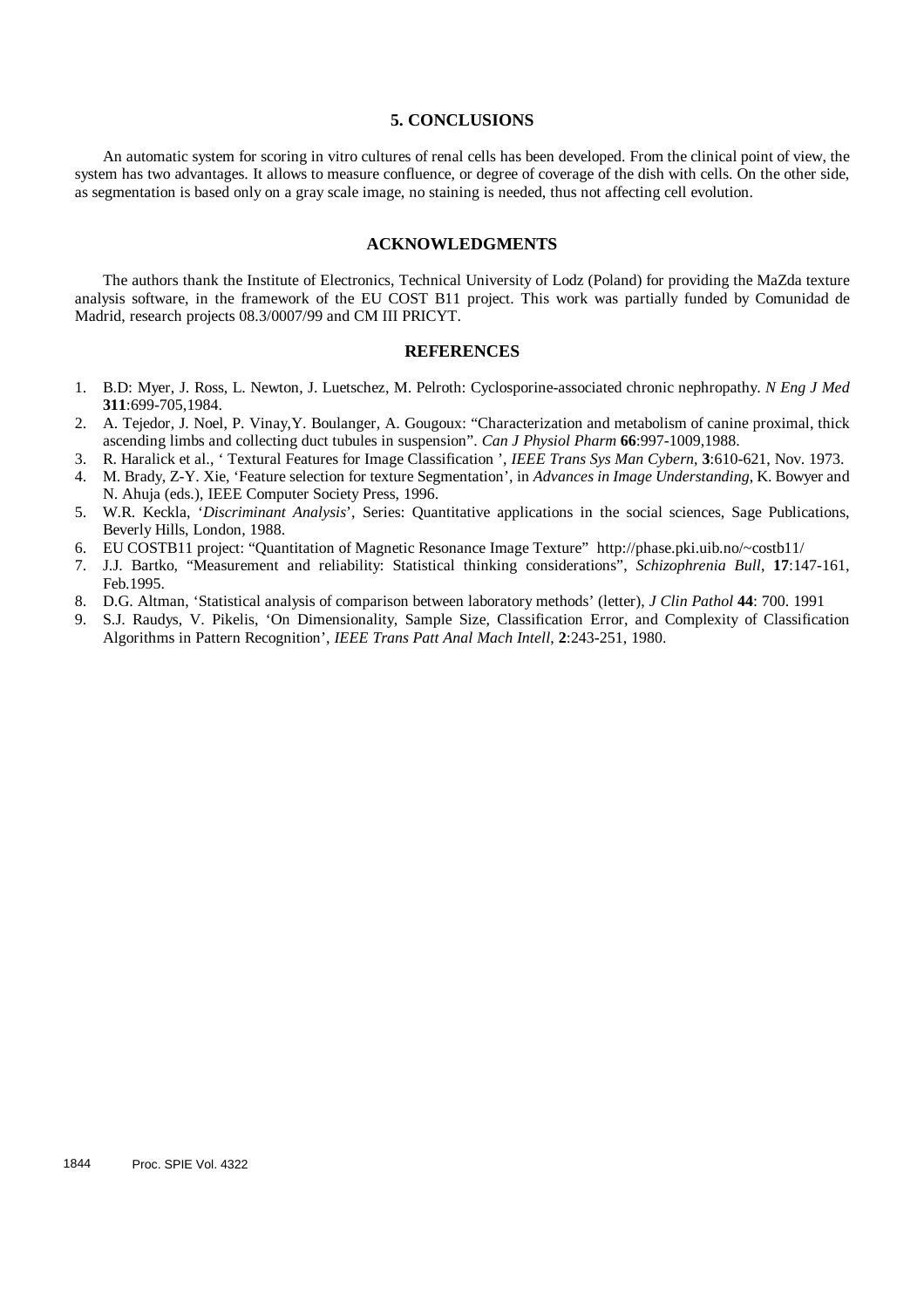## 5. CONCLUSIONS

An automatic system for scoring in vitro cultures of renal cells has been developed. From the clinical point of view, the system has two advantages. It allows to measure confluence, or degree of coverage of the dish with cells. On the other side, as segmentation is based only on a gray scale image, no staining is needed, thus not affecting cell evolution.

## ACKNOWLEDGMENTS

The authors thank the Institute of Electronics, Technical University of Lodz (Poland) for providing the MaZda texture analysis software, in the framework of the EU COST B11 project. This work was partially funded by Comunidad de Madrid, research projects 08.3/0007/99 and CM III PRICYT.

## REFERENCES

1. B.D: Myer, J. Ross, L. Newton, J. Luetschez, M. Pelroth: Cyclosporine-associated chronic nephropathy. *N Eng J Med* **311**:699-705,1984.
2. A. Tejedor, J. Noel, P. Vinay,Y. Boulanger, A. Gougoux: "Characterization and metabolism of canine proximal, thick ascending limbs and collecting duct tubules in suspension". *Can J Physiol Pharm* **66**:997-1009,1988.
3. R. Haralick et al., ' Textural Features for Image Classification ', *IEEE Trans Sys Man Cybern*, **3**:610-621, Nov. 1973.
4. M. Brady, Z-Y. Xie, 'Feature selection for texture Segmentation', in *Advances in Image Understanding*, K. Bowyer and N. Ahuja (eds.), IEEE Computer Society Press, 1996.
5. W.R. Keckla, '*Discriminant Analysis*', Series: Quantitative applications in the social sciences, Sage Publications, Beverly Hills, London, 1988.
6. EU COSTB11 project: "Quantitation of Magnetic Resonance Image Texture" http://phase.pki.uib.no/~costb11/
7. J.J. Bartko, "Measurement and reliability: Statistical thinking considerations", *Schizophrenia Bull*, **17**:147-161, Feb.1995.
8. D.G. Altman, 'Statistical analysis of comparison between laboratory methods' (letter), *J Clin Pathol* **44**: 700. 1991
9. S.J. Raudys, V. Pikelis, 'On Dimensionality, Sample Size, Classification Error, and Complexity of Classification Algorithms in Pattern Recognition', *IEEE Trans Patt Anal Mach Intell*, **2**:243-251, 1980.